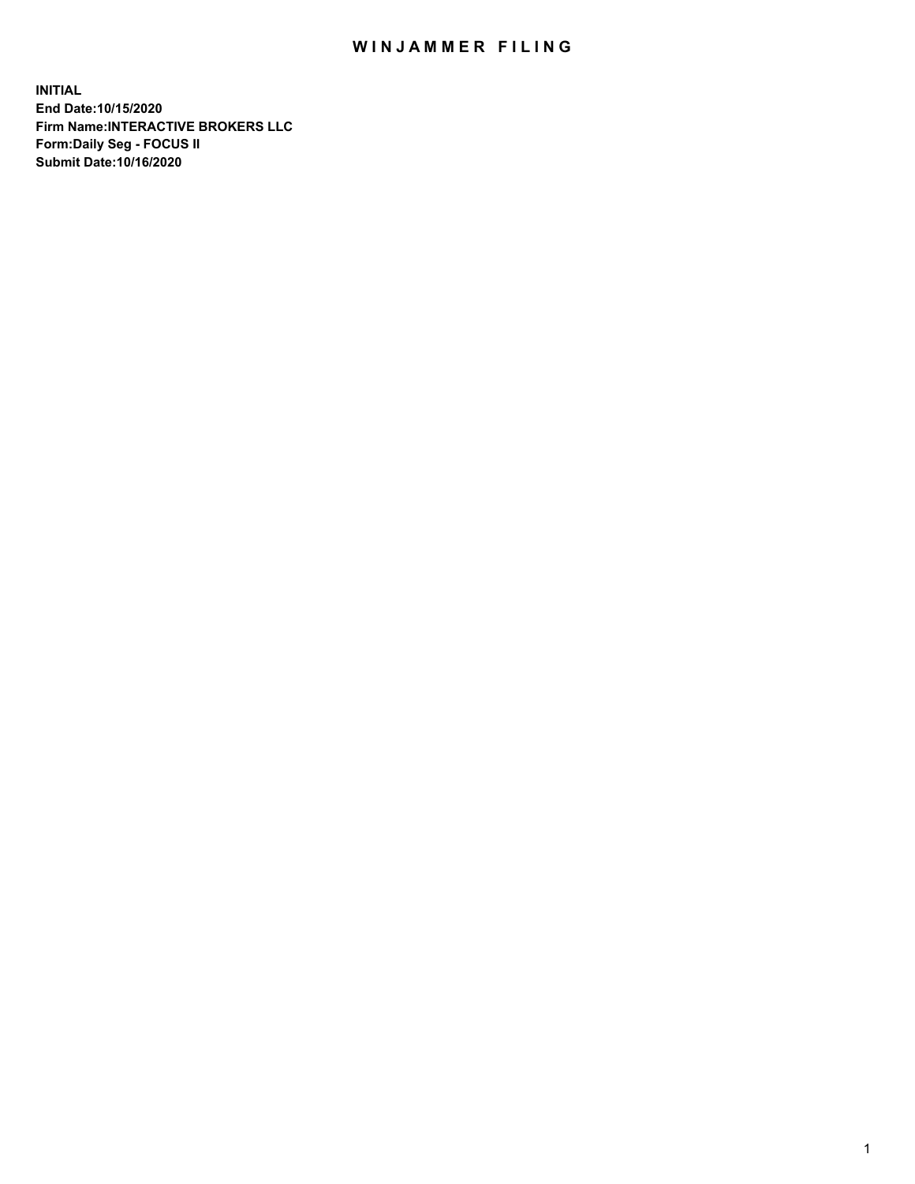# WINJAMMER FILING

**INITIAL**
**End Date:10/15/2020**
**Firm Name:INTERACTIVE BROKERS LLC**
**Form:Daily Seg - FOCUS II**
**Submit Date:10/16/2020**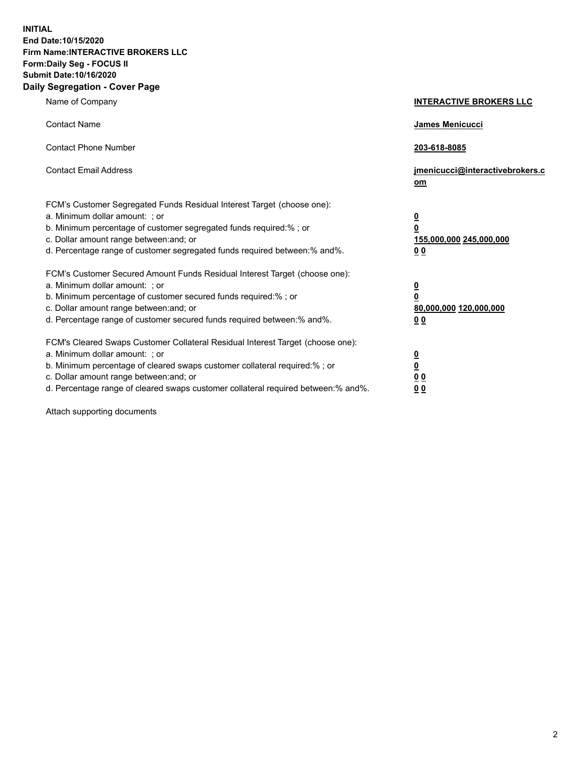**INITIAL**
**End Date:10/15/2020**
**Firm Name:INTERACTIVE BROKERS LLC**
**Form:Daily Seg - FOCUS II**
**Submit Date:10/16/2020**
**Daily Segregation - Cover Page**

| | |
|---|---|
| Name of Company | **INTERACTIVE BROKERS LLC** |
| Contact Name | **James Menicucci** |
| Contact Phone Number | **203-618-8085** |
| Contact Email Address | **jmenicucci@interactivebrokers.com** |

FCM's Customer Segregated Funds Residual Interest Target (choose one):

| | |
|---|---|
| a. Minimum dollar amount: ; or | **0** |
| b. Minimum percentage of customer segregated funds required:% ; or | **0** |
| c. Dollar amount range between:and; or | **155,000,000** **245,000,000** |
| d. Percentage range of customer segregated funds required between:% and%. | **0** **0** |

FCM's Customer Secured Amount Funds Residual Interest Target (choose one):

| | |
|---|---|
| a. Minimum dollar amount: ; or | **0** |
| b. Minimum percentage of customer secured funds required:% ; or | **0** |
| c. Dollar amount range between:and; or | **80,000,000** **120,000,000** |
| d. Percentage range of customer secured funds required between:% and%. | **0** **0** |

FCM's Cleared Swaps Customer Collateral Residual Interest Target (choose one):

| | |
|---|---|
| a. Minimum dollar amount: ; or | **0** |
| b. Minimum percentage of cleared swaps customer collateral required:% ; or | **0** |
| c. Dollar amount range between:and; or | **0** **0** |
| d. Percentage range of cleared swaps customer collateral required between:% and%. | **0** **0** |

Attach supporting documents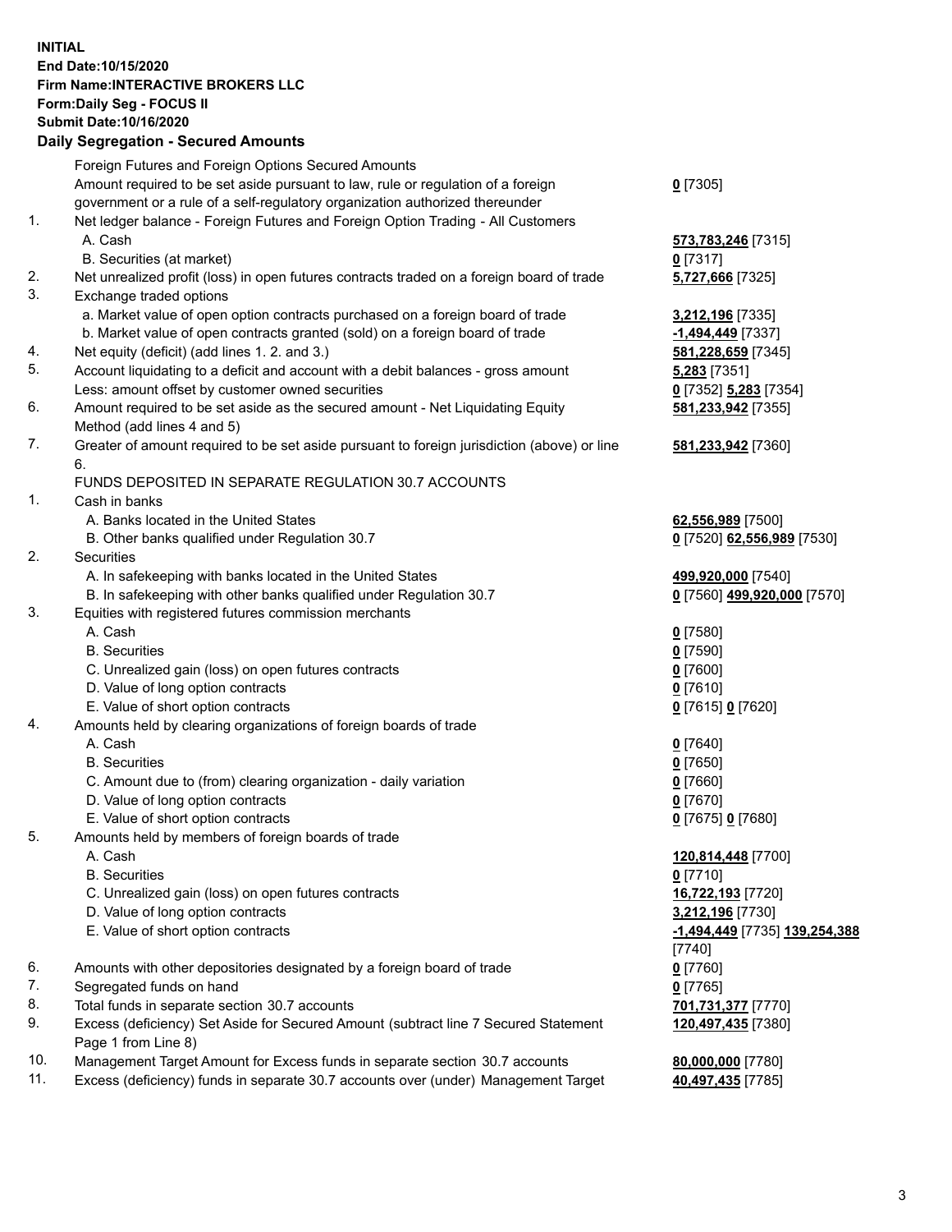**INITIAL**
**End Date:10/15/2020**
**Firm Name:INTERACTIVE BROKERS LLC**
**Form:Daily Seg - FOCUS II**
**Submit Date:10/16/2020**

**Daily Segregation - Secured Amounts**

| | | |
|---|---|---|
| | Foreign Futures and Foreign Options Secured Amounts | |
| | Amount required to be set aside pursuant to law, rule or regulation of a foreign government or a rule of a self-regulatory organization authorized thereunder | **0** [7305] |
| 1. | Net ledger balance - Foreign Futures and Foreign Option Trading - All Customers | |
| | A. Cash | **573,783,246** [7315] |
| | B. Securities (at market) | **0** [7317] |
| 2. | Net unrealized profit (loss) in open futures contracts traded on a foreign board of trade | **5,727,666** [7325] |
| 3. | Exchange traded options | |
| | a. Market value of open option contracts purchased on a foreign board of trade | **3,212,196** [7335] |
| | b. Market value of open contracts granted (sold) on a foreign board of trade | **-1,494,449** [7337] |
| 4. | Net equity (deficit) (add lines 1. 2. and 3.) | **581,228,659** [7345] |
| 5. | Account liquidating to a deficit and account with a debit balances - gross amount | **5,283** [7351] |
| | Less: amount offset by customer owned securities | **0** [7352] **5,283** [7354] |
| 6. | Amount required to be set aside as the secured amount - Net Liquidating Equity Method (add lines 4 and 5) | **581,233,942** [7355] |
| 7. | Greater of amount required to be set aside pursuant to foreign jurisdiction (above) or line 6. | **581,233,942** [7360] |
| | FUNDS DEPOSITED IN SEPARATE REGULATION 30.7 ACCOUNTS | |
| 1. | Cash in banks | |
| | A. Banks located in the United States | **62,556,989** [7500] |
| | B. Other banks qualified under Regulation 30.7 | **0** [7520] **62,556,989** [7530] |
| 2. | Securities | |
| | A. In safekeeping with banks located in the United States | **499,920,000** [7540] |
| | B. In safekeeping with other banks qualified under Regulation 30.7 | **0** [7560] **499,920,000** [7570] |
| 3. | Equities with registered futures commission merchants | |
| | A. Cash | **0** [7580] |
| | B. Securities | **0** [7590] |
| | C. Unrealized gain (loss) on open futures contracts | **0** [7600] |
| | D. Value of long option contracts | **0** [7610] |
| | E. Value of short option contracts | **0** [7615] **0** [7620] |
| 4. | Amounts held by clearing organizations of foreign boards of trade | |
| | A. Cash | **0** [7640] |
| | B. Securities | **0** [7650] |
| | C. Amount due to (from) clearing organization - daily variation | **0** [7660] |
| | D. Value of long option contracts | **0** [7670] |
| | E. Value of short option contracts | **0** [7675] **0** [7680] |
| 5. | Amounts held by members of foreign boards of trade | |
| | A. Cash | **120,814,448** [7700] |
| | B. Securities | **0** [7710] |
| | C. Unrealized gain (loss) on open futures contracts | **16,722,193** [7720] |
| | D. Value of long option contracts | **3,212,196** [7730] |
| | E. Value of short option contracts | **-1,494,449** [7735] **139,254,388** [7740] |
| 6. | Amounts with other depositories designated by a foreign board of trade | **0** [7760] |
| 7. | Segregated funds on hand | **0** [7765] |
| 8. | Total funds in separate section 30.7 accounts | **701,731,377** [7770] |
| 9. | Excess (deficiency) Set Aside for Secured Amount (subtract line 7 Secured Statement Page 1 from Line 8) | **120,497,435** [7380] |
| 10. | Management Target Amount for Excess funds in separate section 30.7 accounts | **80,000,000** [7780] |
| 11. | Excess (deficiency) funds in separate 30.7 accounts over (under) Management Target | **40,497,435** [7785] |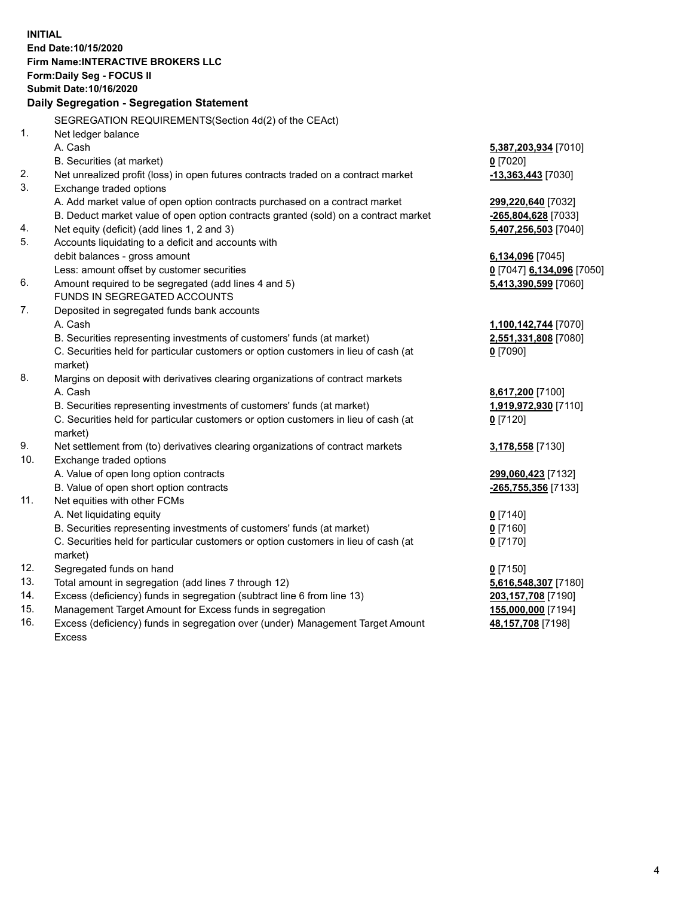**INITIAL**
**End Date:10/15/2020**
**Firm Name:INTERACTIVE BROKERS LLC**
**Form:Daily Seg - FOCUS II**
**Submit Date:10/16/2020**

**Daily Segregation - Segregation Statement**

| | | |
|---|---|---|
| | SEGREGATION REQUIREMENTS(Section 4d(2) of the CEAct) | |
| 1. | Net ledger balance | |
| | A. Cash | **5,387,203,934** [7010] |
| | B. Securities (at market) | **0** [7020] |
| 2. | Net unrealized profit (loss) in open futures contracts traded on a contract market | **-13,363,443** [7030] |
| 3. | Exchange traded options | |
| | A. Add market value of open option contracts purchased on a contract market | **299,220,640** [7032] |
| | B. Deduct market value of open option contracts granted (sold) on a contract market | **-265,804,628** [7033] |
| 4. | Net equity (deficit) (add lines 1, 2 and 3) | **5,407,256,503** [7040] |
| 5. | Accounts liquidating to a deficit and accounts with debit balances - gross amount | **6,134,096** [7045] |
| | Less: amount offset by customer securities | **0** [7047] **6,134,096** [7050] |
| 6. | Amount required to be segregated (add lines 4 and 5) | **5,413,390,599** [7060] |
| | FUNDS IN SEGREGATED ACCOUNTS | |
| 7. | Deposited in segregated funds bank accounts | |
| | A. Cash | **1,100,142,744** [7070] |
| | B. Securities representing investments of customers' funds (at market) | **2,551,331,808** [7080] |
| | C. Securities held for particular customers or option customers in lieu of cash (at market) | **0** [7090] |
| 8. | Margins on deposit with derivatives clearing organizations of contract markets | |
| | A. Cash | **8,617,200** [7100] |
| | B. Securities representing investments of customers' funds (at market) | **1,919,972,930** [7110] |
| | C. Securities held for particular customers or option customers in lieu of cash (at market) | **0** [7120] |
| 9. | Net settlement from (to) derivatives clearing organizations of contract markets | **3,178,558** [7130] |
| 10. | Exchange traded options | |
| | A. Value of open long option contracts | **299,060,423** [7132] |
| | B. Value of open short option contracts | **-265,755,356** [7133] |
| 11. | Net equities with other FCMs | |
| | A. Net liquidating equity | **0** [7140] |
| | B. Securities representing investments of customers' funds (at market) | **0** [7160] |
| | C. Securities held for particular customers or option customers in lieu of cash (at market) | **0** [7170] |
| 12. | Segregated funds on hand | **0** [7150] |
| 13. | Total amount in segregation (add lines 7 through 12) | **5,616,548,307** [7180] |
| 14. | Excess (deficiency) funds in segregation (subtract line 6 from line 13) | **203,157,708** [7190] |
| 15. | Management Target Amount for Excess funds in segregation | **155,000,000** [7194] |
| 16. | Excess (deficiency) funds in segregation over (under) Management Target Amount Excess | **48,157,708** [7198] |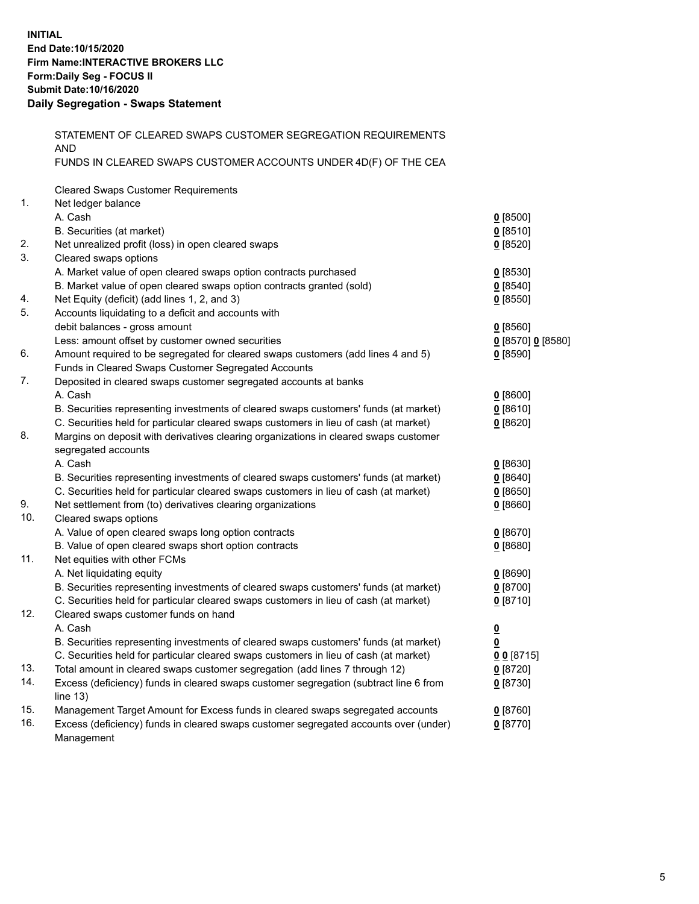**INITIAL**
**End Date:10/15/2020**
**Firm Name:INTERACTIVE BROKERS LLC**
**Form:Daily Seg - FOCUS II**
**Submit Date:10/16/2020**
**Daily Segregation - Swaps Statement**

STATEMENT OF CLEARED SWAPS CUSTOMER SEGREGATION REQUIREMENTS AND FUNDS IN CLEARED SWAPS CUSTOMER ACCOUNTS UNDER 4D(F) OF THE CEA

| | | |
|---|---|---|
| | Cleared Swaps Customer Requirements | |
| 1. | Net ledger balance | |
| | A. Cash | 0 [8500] |
| | B. Securities (at market) | 0 [8510] |
| 2. | Net unrealized profit (loss) in open cleared swaps | 0 [8520] |
| 3. | Cleared swaps options | |
| | A. Market value of open cleared swaps option contracts purchased | 0 [8530] |
| | B. Market value of open cleared swaps option contracts granted (sold) | 0 [8540] |
| 4. | Net Equity (deficit) (add lines 1, 2, and 3) | 0 [8550] |
| 5. | Accounts liquidating to a deficit and accounts with debit balances - gross amount | 0 [8560] |
| | Less: amount offset by customer owned securities | 0 [8570] 0 [8580] |
| 6. | Amount required to be segregated for cleared swaps customers (add lines 4 and 5) | 0 [8590] |
| | Funds in Cleared Swaps Customer Segregated Accounts | |
| 7. | Deposited in cleared swaps customer segregated accounts at banks | |
| | A. Cash | 0 [8600] |
| | B. Securities representing investments of cleared swaps customers' funds (at market) | 0 [8610] |
| | C. Securities held for particular cleared swaps customers in lieu of cash (at market) | 0 [8620] |
| 8. | Margins on deposit with derivatives clearing organizations in cleared swaps customer segregated accounts | |
| | A. Cash | 0 [8630] |
| | B. Securities representing investments of cleared swaps customers' funds (at market) | 0 [8640] |
| | C. Securities held for particular cleared swaps customers in lieu of cash (at market) | 0 [8650] |
| 9. | Net settlement from (to) derivatives clearing organizations | 0 [8660] |
| 10. | Cleared swaps options | |
| | A. Value of open cleared swaps long option contracts | 0 [8670] |
| | B. Value of open cleared swaps short option contracts | 0 [8680] |
| 11. | Net equities with other FCMs | |
| | A. Net liquidating equity | 0 [8690] |
| | B. Securities representing investments of cleared swaps customers' funds (at market) | 0 [8700] |
| | C. Securities held for particular cleared swaps customers in lieu of cash (at market) | 0 [8710] |
| 12. | Cleared swaps customer funds on hand | |
| | A. Cash | 0 |
| | B. Securities representing investments of cleared swaps customers' funds (at market) | 0 |
| | C. Securities held for particular cleared swaps customers in lieu of cash (at market) | 0 0 [8715] |
| 13. | Total amount in cleared swaps customer segregation (add lines 7 through 12) | 0 [8720] |
| 14. | Excess (deficiency) funds in cleared swaps customer segregation (subtract line 6 from line 13) | 0 [8730] |
| 15. | Management Target Amount for Excess funds in cleared swaps segregated accounts | 0 [8760] |
| 16. | Excess (deficiency) funds in cleared swaps customer segregated accounts over (under) Management | 0 [8770] |